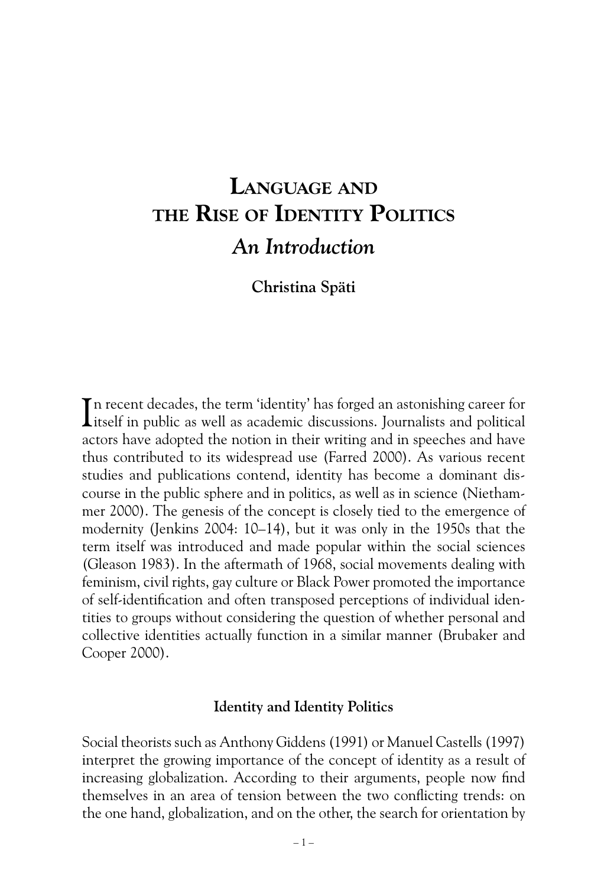# Language and the Rise of Identity Politics

## *An Introduction*

**Christina Späti**

In recent decades, the term 'identity' has forged an astonishing career for itself in public as well as academic discussions. Journalists and political actors have adopted the notion in their writing and in speeches and have thus contributed to its widespread use (Farred 2000). As various recent studies and publications contend, identity has become a dominant discourse in the public sphere and in politics, as well as in science (Niethammer 2000). The genesis of the concept is closely tied to the emergence of modernity (Jenkins 2004: 10–14), but it was only in the 1950s that the term itself was introduced and made popular within the social sciences (Gleason 1983). In the aftermath of 1968, social movements dealing with feminism, civil rights, gay culture or Black Power promoted the importance of self-identification and often transposed perceptions of individual identities to groups without considering the question of whether personal and collective identities actually function in a similar manner (Brubaker and Cooper 2000).

### Identity and Identity Politics

Social theorists such as Anthony Giddens (1991) or Manuel Castells (1997) interpret the growing importance of the concept of identity as a result of increasing globalization. According to their arguments, people now find themselves in an area of tension between the two conflicting trends: on the one hand, globalization, and on the other, the search for orientation by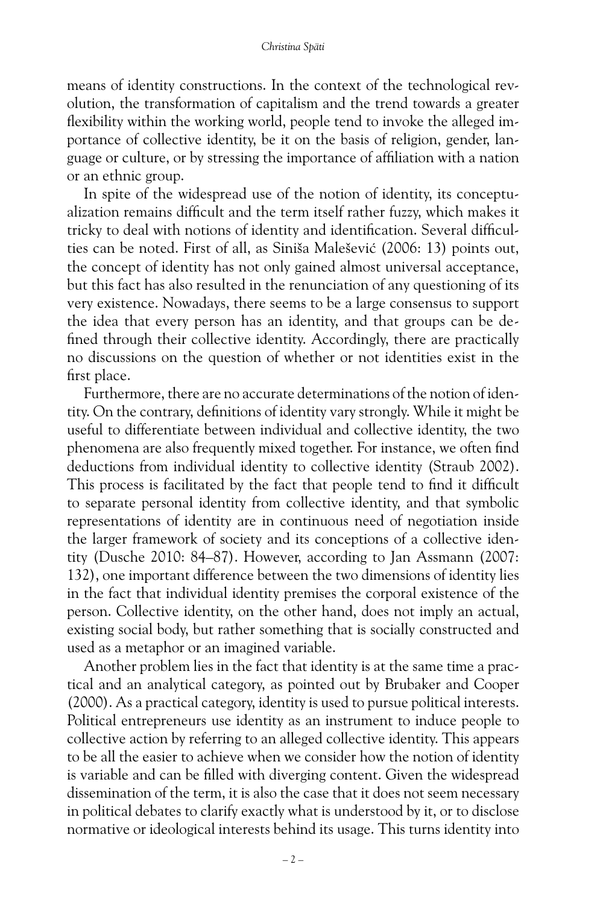means of identity constructions. In the context of the technological revolution, the transformation of capitalism and the trend towards a greater flexibility within the working world, people tend to invoke the alleged importance of collective identity, be it on the basis of religion, gender, language or culture, or by stressing the importance of affiliation with a nation or an ethnic group.

In spite of the widespread use of the notion of identity, its conceptualization remains difficult and the term itself rather fuzzy, which makes it tricky to deal with notions of identity and identification. Several difficulties can be noted. First of all, as Siniša Malešević (2006: 13) points out, the concept of identity has not only gained almost universal acceptance, but this fact has also resulted in the renunciation of any questioning of its very existence. Nowadays, there seems to be a large consensus to support the idea that every person has an identity, and that groups can be defined through their collective identity. Accordingly, there are practically no discussions on the question of whether or not identities exist in the first place.

Furthermore, there are no accurate determinations of the notion of identity. On the contrary, definitions of identity vary strongly. While it might be useful to differentiate between individual and collective identity, the two phenomena are also frequently mixed together. For instance, we often find deductions from individual identity to collective identity (Straub 2002). This process is facilitated by the fact that people tend to find it difficult to separate personal identity from collective identity, and that symbolic representations of identity are in continuous need of negotiation inside the larger framework of society and its conceptions of a collective identity (Dusche 2010: 84–87). However, according to Jan Assmann (2007: 132), one important difference between the two dimensions of identity lies in the fact that individual identity premises the corporal existence of the person. Collective identity, on the other hand, does not imply an actual, existing social body, but rather something that is socially constructed and used as a metaphor or an imagined variable.

Another problem lies in the fact that identity is at the same time a practical and an analytical category, as pointed out by Brubaker and Cooper (2000). As a practical category, identity is used to pursue political interests. Political entrepreneurs use identity as an instrument to induce people to collective action by referring to an alleged collective identity. This appears to be all the easier to achieve when we consider how the notion of identity is variable and can be filled with diverging content. Given the widespread dissemination of the term, it is also the case that it does not seem necessary in political debates to clarify exactly what is understood by it, or to disclose normative or ideological interests behind its usage. This turns identity into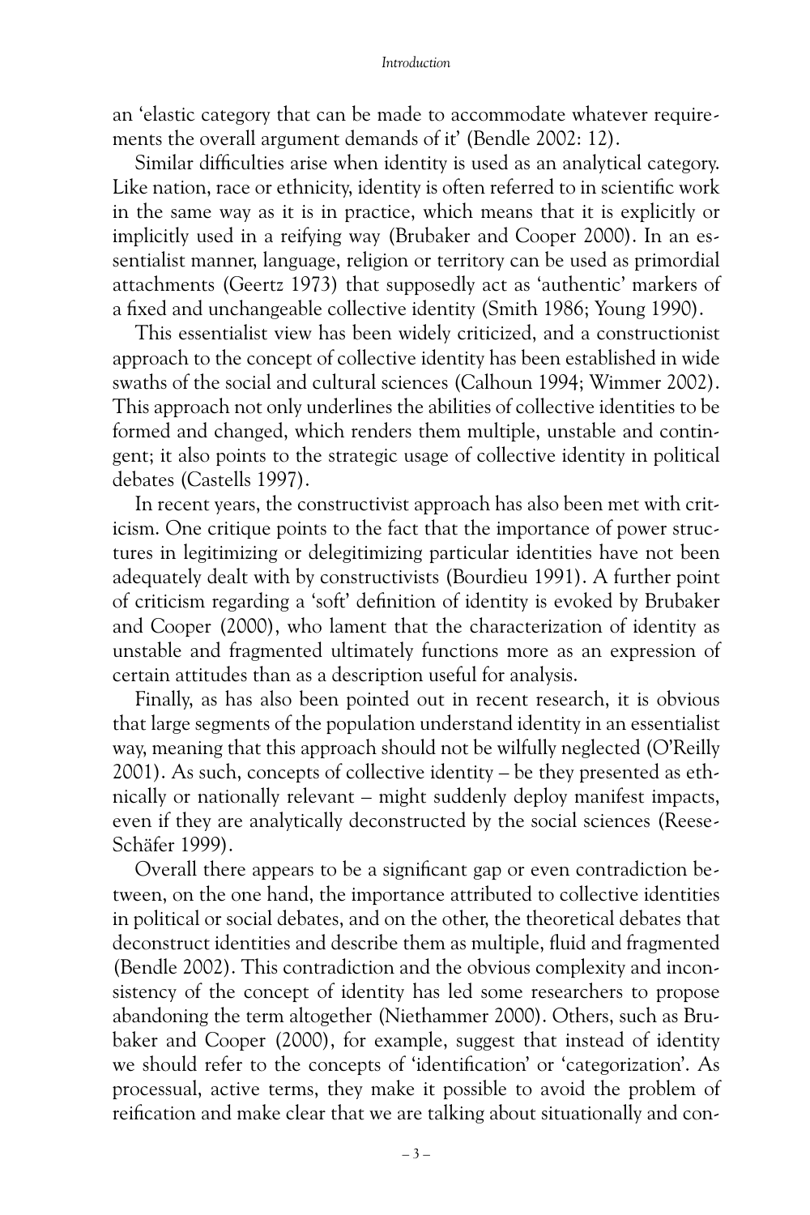an 'elastic category that can be made to accommodate whatever requirements the overall argument demands of it' (Bendle 2002: 12).

Similar difficulties arise when identity is used as an analytical category. Like nation, race or ethnicity, identity is often referred to in scientific work in the same way as it is in practice, which means that it is explicitly or implicitly used in a reifying way (Brubaker and Cooper 2000). In an essentialist manner, language, religion or territory can be used as primordial attachments (Geertz 1973) that supposedly act as 'authentic' markers of a fixed and unchangeable collective identity (Smith 1986; Young 1990).

This essentialist view has been widely criticized, and a constructionist approach to the concept of collective identity has been established in wide swaths of the social and cultural sciences (Calhoun 1994; Wimmer 2002). This approach not only underlines the abilities of collective identities to be formed and changed, which renders them multiple, unstable and contingent; it also points to the strategic usage of collective identity in political debates (Castells 1997).

In recent years, the constructivist approach has also been met with criticism. One critique points to the fact that the importance of power structures in legitimizing or delegitimizing particular identities have not been adequately dealt with by constructivists (Bourdieu 1991). A further point of criticism regarding a 'soft' definition of identity is evoked by Brubaker and Cooper (2000), who lament that the characterization of identity as unstable and fragmented ultimately functions more as an expression of certain attitudes than as a description useful for analysis.

Finally, as has also been pointed out in recent research, it is obvious that large segments of the population understand identity in an essentialist way, meaning that this approach should not be wilfully neglected (O'Reilly 2001). As such, concepts of collective identity – be they presented as ethnically or nationally relevant – might suddenly deploy manifest impacts, even if they are analytically deconstructed by the social sciences (Reese-Schäfer 1999).

Overall there appears to be a significant gap or even contradiction between, on the one hand, the importance attributed to collective identities in political or social debates, and on the other, the theoretical debates that deconstruct identities and describe them as multiple, fluid and fragmented (Bendle 2002). This contradiction and the obvious complexity and inconsistency of the concept of identity has led some researchers to propose abandoning the term altogether (Niethammer 2000). Others, such as Brubaker and Cooper (2000), for example, suggest that instead of identity we should refer to the concepts of 'identification' or 'categorization'. As processual, active terms, they make it possible to avoid the problem of reification and make clear that we are talking about situationally and con-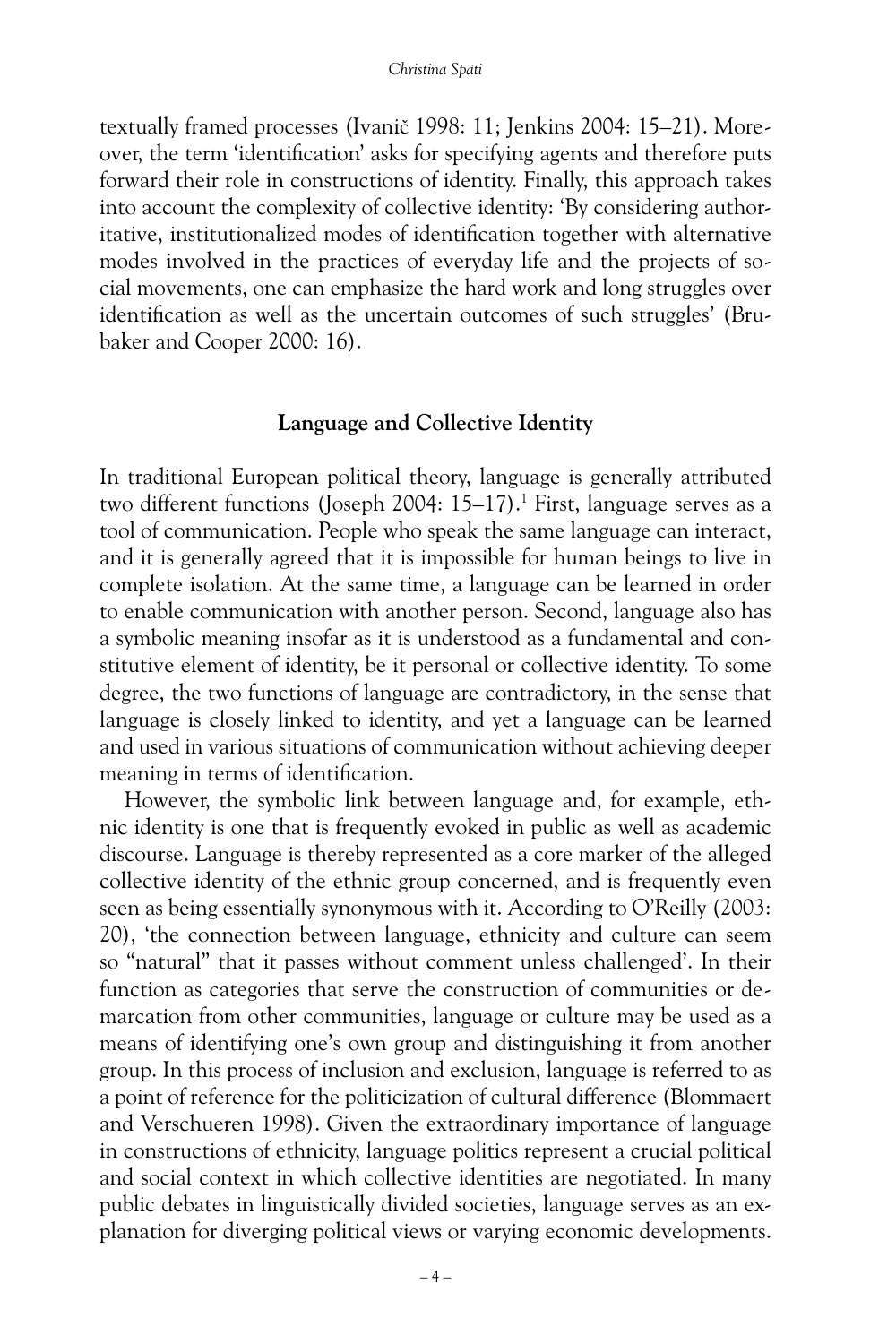textually framed processes (Ivanič 1998: 11; Jenkins 2004: 15–21). Moreover, the term 'identification' asks for specifying agents and therefore puts forward their role in constructions of identity. Finally, this approach takes into account the complexity of collective identity: 'By considering authoritative, institutionalized modes of identification together with alternative modes involved in the practices of everyday life and the projects of social movements, one can emphasize the hard work and long struggles over identification as well as the uncertain outcomes of such struggles' (Brubaker and Cooper 2000: 16).

## Language and Collective Identity

In traditional European political theory, language is generally attributed two different functions (Joseph 2004: 15–17).[1] First, language serves as a tool of communication. People who speak the same language can interact, and it is generally agreed that it is impossible for human beings to live in complete isolation. At the same time, a language can be learned in order to enable communication with another person. Second, language also has a symbolic meaning insofar as it is understood as a fundamental and constitutive element of identity, be it personal or collective identity. To some degree, the two functions of language are contradictory, in the sense that language is closely linked to identity, and yet a language can be learned and used in various situations of communication without achieving deeper meaning in terms of identification.

However, the symbolic link between language and, for example, ethnic identity is one that is frequently evoked in public as well as academic discourse. Language is thereby represented as a core marker of the alleged collective identity of the ethnic group concerned, and is frequently even seen as being essentially synonymous with it. According to O'Reilly (2003: 20), 'the connection between language, ethnicity and culture can seem so "natural" that it passes without comment unless challenged'. In their function as categories that serve the construction of communities or demarcation from other communities, language or culture may be used as a means of identifying one's own group and distinguishing it from another group. In this process of inclusion and exclusion, language is referred to as a point of reference for the politicization of cultural difference (Blommaert and Verschueren 1998). Given the extraordinary importance of language in constructions of ethnicity, language politics represent a crucial political and social context in which collective identities are negotiated. In many public debates in linguistically divided societies, language serves as an explanation for diverging political views or varying economic developments.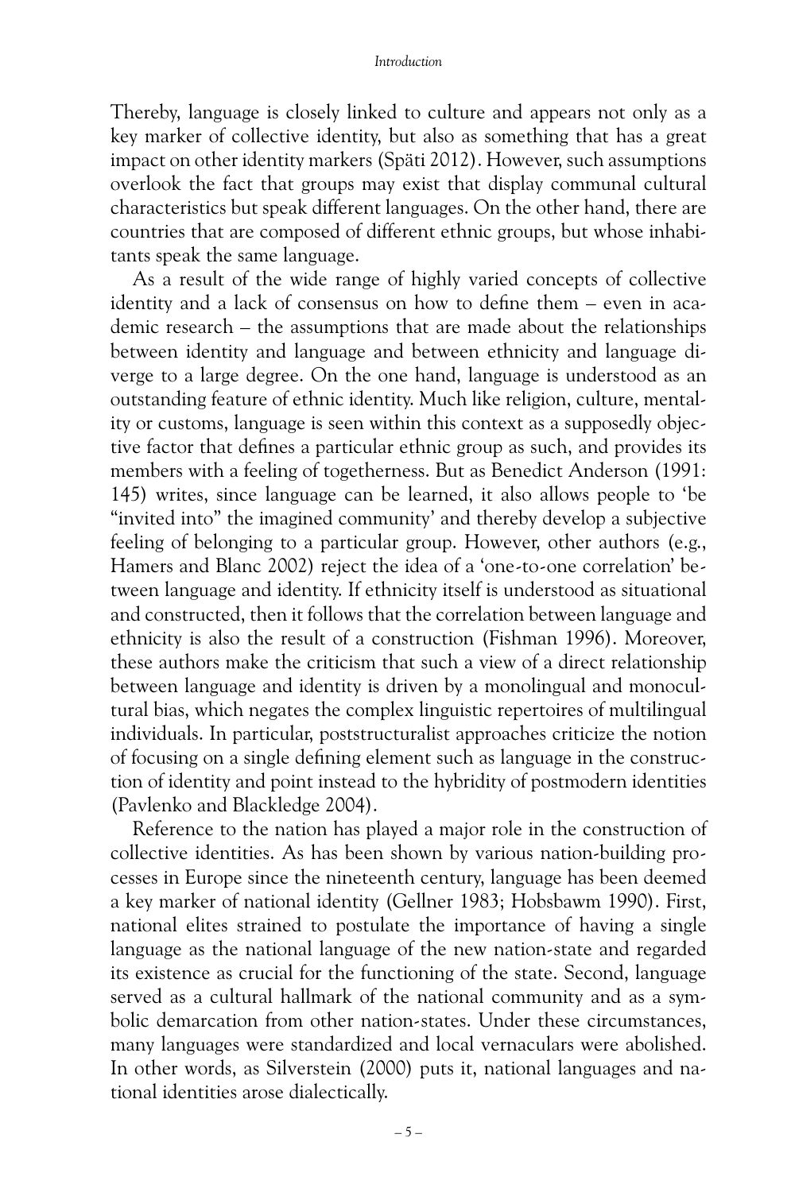Thereby, language is closely linked to culture and appears not only as a key marker of collective identity, but also as something that has a great impact on other identity markers (Späti 2012). However, such assumptions overlook the fact that groups may exist that display communal cultural characteristics but speak different languages. On the other hand, there are countries that are composed of different ethnic groups, but whose inhabitants speak the same language.

As a result of the wide range of highly varied concepts of collective identity and a lack of consensus on how to define them – even in academic research – the assumptions that are made about the relationships between identity and language and between ethnicity and language diverge to a large degree. On the one hand, language is understood as an outstanding feature of ethnic identity. Much like religion, culture, mentality or customs, language is seen within this context as a supposedly objective factor that defines a particular ethnic group as such, and provides its members with a feeling of togetherness. But as Benedict Anderson (1991: 145) writes, since language can be learned, it also allows people to 'be "invited into" the imagined community' and thereby develop a subjective feeling of belonging to a particular group. However, other authors (e.g., Hamers and Blanc 2002) reject the idea of a 'one-to-one correlation' between language and identity. If ethnicity itself is understood as situational and constructed, then it follows that the correlation between language and ethnicity is also the result of a construction (Fishman 1996). Moreover, these authors make the criticism that such a view of a direct relationship between language and identity is driven by a monolingual and monocultural bias, which negates the complex linguistic repertoires of multilingual individuals. In particular, poststructuralist approaches criticize the notion of focusing on a single defining element such as language in the construction of identity and point instead to the hybridity of postmodern identities (Pavlenko and Blackledge 2004).

Reference to the nation has played a major role in the construction of collective identities. As has been shown by various nation-building processes in Europe since the nineteenth century, language has been deemed a key marker of national identity (Gellner 1983; Hobsbawm 1990). First, national elites strained to postulate the importance of having a single language as the national language of the new nation-state and regarded its existence as crucial for the functioning of the state. Second, language served as a cultural hallmark of the national community and as a symbolic demarcation from other nation-states. Under these circumstances, many languages were standardized and local vernaculars were abolished. In other words, as Silverstein (2000) puts it, national languages and national identities arose dialectically.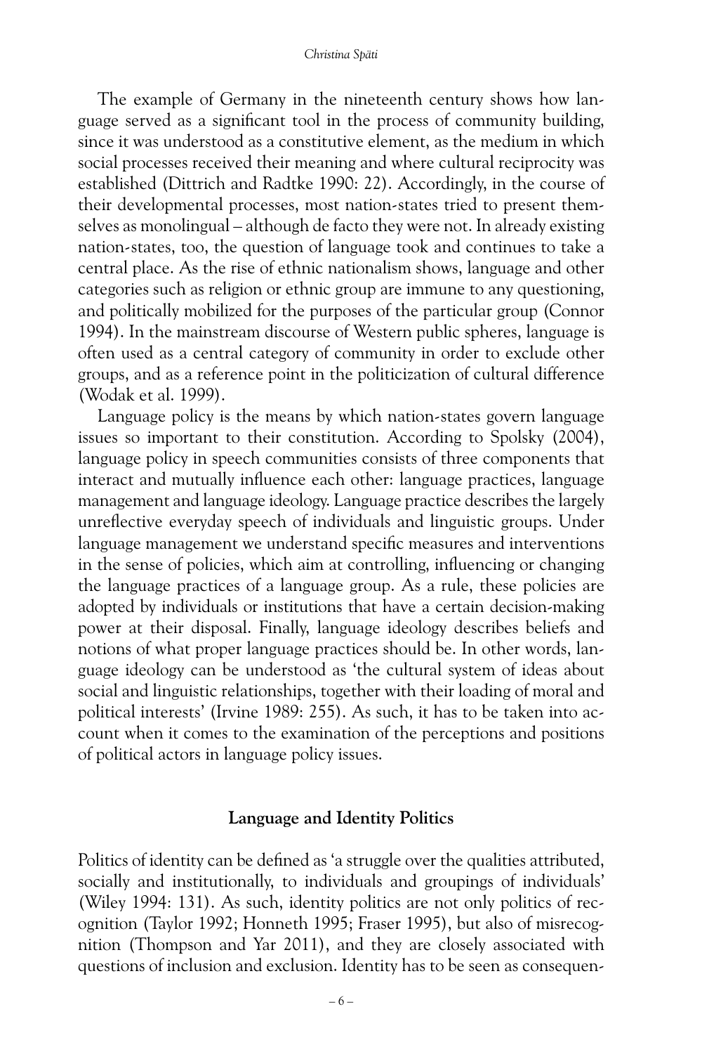The example of Germany in the nineteenth century shows how language served as a significant tool in the process of community building, since it was understood as a constitutive element, as the medium in which social processes received their meaning and where cultural reciprocity was established (Dittrich and Radtke 1990: 22). Accordingly, in the course of their developmental processes, most nation-states tried to present themselves as monolingual – although de facto they were not. In already existing nation-states, too, the question of language took and continues to take a central place. As the rise of ethnic nationalism shows, language and other categories such as religion or ethnic group are immune to any questioning, and politically mobilized for the purposes of the particular group (Connor 1994). In the mainstream discourse of Western public spheres, language is often used as a central category of community in order to exclude other groups, and as a reference point in the politicization of cultural difference (Wodak et al. 1999).

Language policy is the means by which nation-states govern language issues so important to their constitution. According to Spolsky (2004), language policy in speech communities consists of three components that interact and mutually influence each other: language practices, language management and language ideology. Language practice describes the largely unreflective everyday speech of individuals and linguistic groups. Under language management we understand specific measures and interventions in the sense of policies, which aim at controlling, influencing or changing the language practices of a language group. As a rule, these policies are adopted by individuals or institutions that have a certain decision-making power at their disposal. Finally, language ideology describes beliefs and notions of what proper language practices should be. In other words, language ideology can be understood as 'the cultural system of ideas about social and linguistic relationships, together with their loading of moral and political interests' (Irvine 1989: 255). As such, it has to be taken into account when it comes to the examination of the perceptions and positions of political actors in language policy issues.

## Language and Identity Politics

Politics of identity can be defined as 'a struggle over the qualities attributed, socially and institutionally, to individuals and groupings of individuals' (Wiley 1994: 131). As such, identity politics are not only politics of recognition (Taylor 1992; Honneth 1995; Fraser 1995), but also of misrecognition (Thompson and Yar 2011), and they are closely associated with questions of inclusion and exclusion. Identity has to be seen as consequen-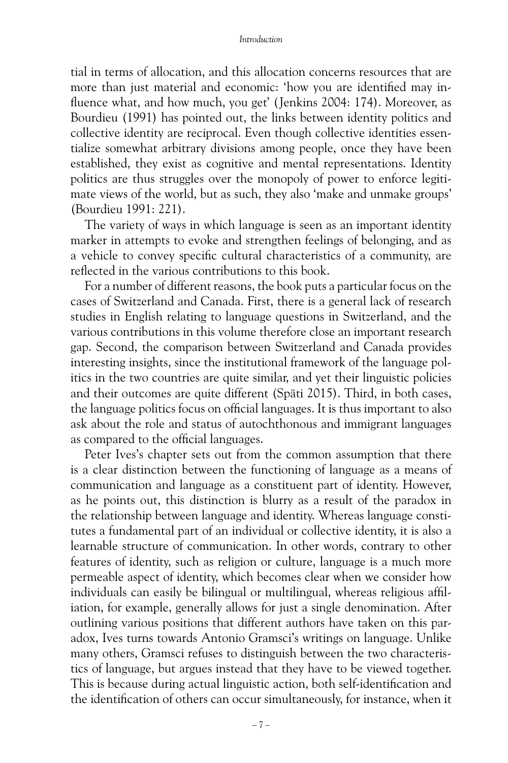tial in terms of allocation, and this allocation concerns resources that are more than just material and economic: 'how you are identified may influence what, and how much, you get' (Jenkins 2004: 174). Moreover, as Bourdieu (1991) has pointed out, the links between identity politics and collective identity are reciprocal. Even though collective identities essentialize somewhat arbitrary divisions among people, once they have been established, they exist as cognitive and mental representations. Identity politics are thus struggles over the monopoly of power to enforce legitimate views of the world, but as such, they also 'make and unmake groups' (Bourdieu 1991: 221).

The variety of ways in which language is seen as an important identity marker in attempts to evoke and strengthen feelings of belonging, and as a vehicle to convey specific cultural characteristics of a community, are reflected in the various contributions to this book.

For a number of different reasons, the book puts a particular focus on the cases of Switzerland and Canada. First, there is a general lack of research studies in English relating to language questions in Switzerland, and the various contributions in this volume therefore close an important research gap. Second, the comparison between Switzerland and Canada provides interesting insights, since the institutional framework of the language politics in the two countries are quite similar, and yet their linguistic policies and their outcomes are quite different (Späti 2015). Third, in both cases, the language politics focus on official languages. It is thus important to also ask about the role and status of autochthonous and immigrant languages as compared to the official languages.

Peter Ives's chapter sets out from the common assumption that there is a clear distinction between the functioning of language as a means of communication and language as a constituent part of identity. However, as he points out, this distinction is blurry as a result of the paradox in the relationship between language and identity. Whereas language constitutes a fundamental part of an individual or collective identity, it is also a learnable structure of communication. In other words, contrary to other features of identity, such as religion or culture, language is a much more permeable aspect of identity, which becomes clear when we consider how individuals can easily be bilingual or multilingual, whereas religious affiliation, for example, generally allows for just a single denomination. After outlining various positions that different authors have taken on this paradox, Ives turns towards Antonio Gramsci's writings on language. Unlike many others, Gramsci refuses to distinguish between the two characteristics of language, but argues instead that they have to be viewed together. This is because during actual linguistic action, both self-identification and the identification of others can occur simultaneously, for instance, when it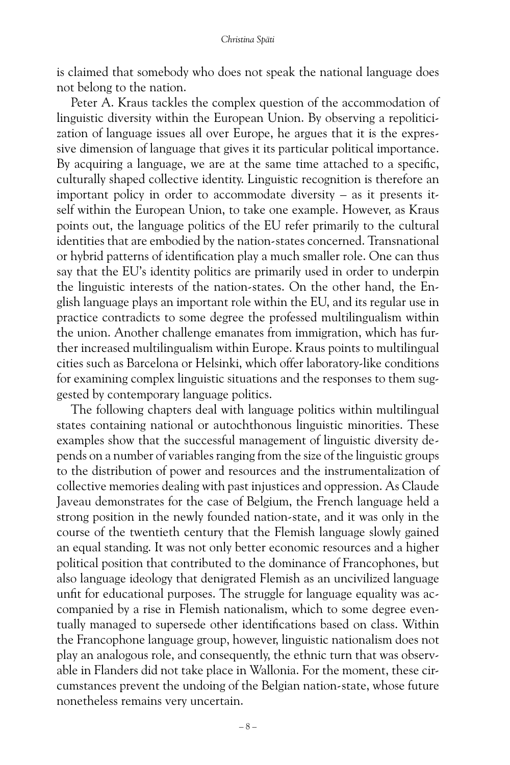is claimed that somebody who does not speak the national language does not belong to the nation.

Peter A. Kraus tackles the complex question of the accommodation of linguistic diversity within the European Union. By observing a repoliticization of language issues all over Europe, he argues that it is the expressive dimension of language that gives it its particular political importance. By acquiring a language, we are at the same time attached to a specific, culturally shaped collective identity. Linguistic recognition is therefore an important policy in order to accommodate diversity – as it presents itself within the European Union, to take one example. However, as Kraus points out, the language politics of the EU refer primarily to the cultural identities that are embodied by the nation-states concerned. Transnational or hybrid patterns of identification play a much smaller role. One can thus say that the EU's identity politics are primarily used in order to underpin the linguistic interests of the nation-states. On the other hand, the English language plays an important role within the EU, and its regular use in practice contradicts to some degree the professed multilingualism within the union. Another challenge emanates from immigration, which has further increased multilingualism within Europe. Kraus points to multilingual cities such as Barcelona or Helsinki, which offer laboratory-like conditions for examining complex linguistic situations and the responses to them suggested by contemporary language politics.

The following chapters deal with language politics within multilingual states containing national or autochthonous linguistic minorities. These examples show that the successful management of linguistic diversity depends on a number of variables ranging from the size of the linguistic groups to the distribution of power and resources and the instrumentalization of collective memories dealing with past injustices and oppression. As Claude Javeau demonstrates for the case of Belgium, the French language held a strong position in the newly founded nation-state, and it was only in the course of the twentieth century that the Flemish language slowly gained an equal standing. It was not only better economic resources and a higher political position that contributed to the dominance of Francophones, but also language ideology that denigrated Flemish as an uncivilized language unfit for educational purposes. The struggle for language equality was accompanied by a rise in Flemish nationalism, which to some degree eventually managed to supersede other identifications based on class. Within the Francophone language group, however, linguistic nationalism does not play an analogous role, and consequently, the ethnic turn that was observable in Flanders did not take place in Wallonia. For the moment, these circumstances prevent the undoing of the Belgian nation-state, whose future nonetheless remains very uncertain.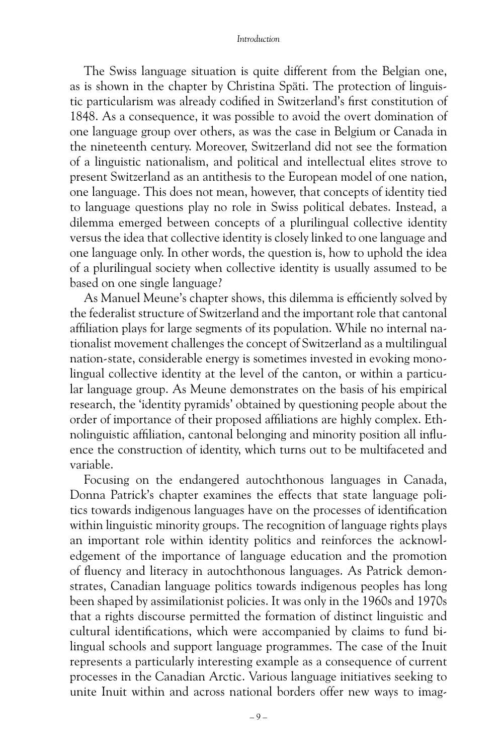The Swiss language situation is quite different from the Belgian one, as is shown in the chapter by Christina Späti. The protection of linguistic particularism was already codified in Switzerland's first constitution of 1848. As a consequence, it was possible to avoid the overt domination of one language group over others, as was the case in Belgium or Canada in the nineteenth century. Moreover, Switzerland did not see the formation of a linguistic nationalism, and political and intellectual elites strove to present Switzerland as an antithesis to the European model of one nation, one language. This does not mean, however, that concepts of identity tied to language questions play no role in Swiss political debates. Instead, a dilemma emerged between concepts of a plurilingual collective identity versus the idea that collective identity is closely linked to one language and one language only. In other words, the question is, how to uphold the idea of a plurilingual society when collective identity is usually assumed to be based on one single language?

As Manuel Meune's chapter shows, this dilemma is efficiently solved by the federalist structure of Switzerland and the important role that cantonal affiliation plays for large segments of its population. While no internal nationalist movement challenges the concept of Switzerland as a multilingual nation-state, considerable energy is sometimes invested in evoking monolingual collective identity at the level of the canton, or within a particular language group. As Meune demonstrates on the basis of his empirical research, the 'identity pyramids' obtained by questioning people about the order of importance of their proposed affiliations are highly complex. Ethnolinguistic affiliation, cantonal belonging and minority position all influence the construction of identity, which turns out to be multifaceted and variable.

Focusing on the endangered autochthonous languages in Canada, Donna Patrick's chapter examines the effects that state language politics towards indigenous languages have on the processes of identification within linguistic minority groups. The recognition of language rights plays an important role within identity politics and reinforces the acknowledgement of the importance of language education and the promotion of fluency and literacy in autochthonous languages. As Patrick demonstrates, Canadian language politics towards indigenous peoples has long been shaped by assimilationist policies. It was only in the 1960s and 1970s that a rights discourse permitted the formation of distinct linguistic and cultural identifications, which were accompanied by claims to fund bilingual schools and support language programmes. The case of the Inuit represents a particularly interesting example as a consequence of current processes in the Canadian Arctic. Various language initiatives seeking to unite Inuit within and across national borders offer new ways to imag-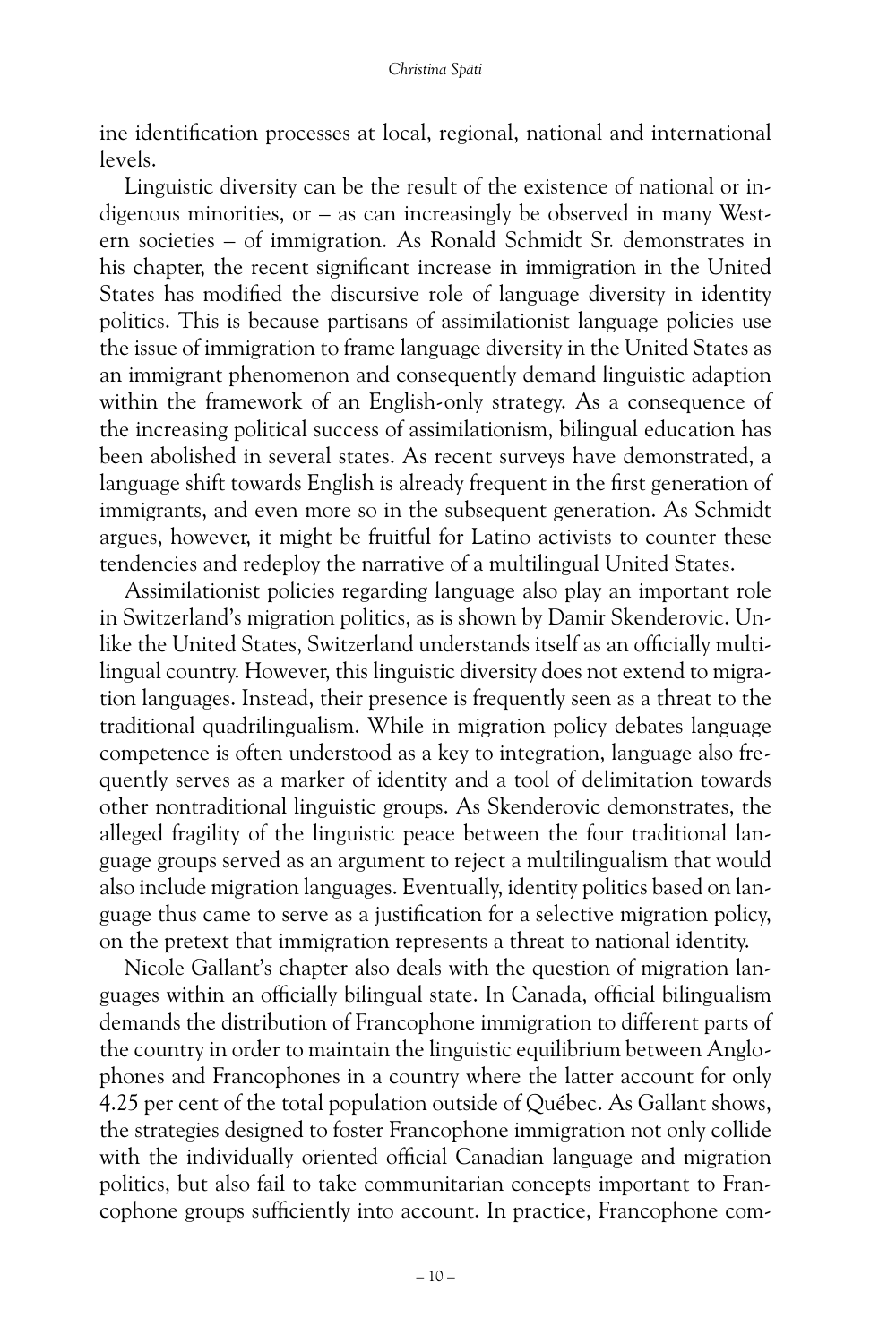ine identification processes at local, regional, national and international levels.

Linguistic diversity can be the result of the existence of national or indigenous minorities, or – as can increasingly be observed in many Western societies – of immigration. As Ronald Schmidt Sr. demonstrates in his chapter, the recent significant increase in immigration in the United States has modified the discursive role of language diversity in identity politics. This is because partisans of assimilationist language policies use the issue of immigration to frame language diversity in the United States as an immigrant phenomenon and consequently demand linguistic adaption within the framework of an English-only strategy. As a consequence of the increasing political success of assimilationism, bilingual education has been abolished in several states. As recent surveys have demonstrated, a language shift towards English is already frequent in the first generation of immigrants, and even more so in the subsequent generation. As Schmidt argues, however, it might be fruitful for Latino activists to counter these tendencies and redeploy the narrative of a multilingual United States.

Assimilationist policies regarding language also play an important role in Switzerland's migration politics, as is shown by Damir Skenderovic. Unlike the United States, Switzerland understands itself as an officially multilingual country. However, this linguistic diversity does not extend to migration languages. Instead, their presence is frequently seen as a threat to the traditional quadrilingualism. While in migration policy debates language competence is often understood as a key to integration, language also frequently serves as a marker of identity and a tool of delimitation towards other nontraditional linguistic groups. As Skenderovic demonstrates, the alleged fragility of the linguistic peace between the four traditional language groups served as an argument to reject a multilingualism that would also include migration languages. Eventually, identity politics based on language thus came to serve as a justification for a selective migration policy, on the pretext that immigration represents a threat to national identity.

Nicole Gallant's chapter also deals with the question of migration languages within an officially bilingual state. In Canada, official bilingualism demands the distribution of Francophone immigration to different parts of the country in order to maintain the linguistic equilibrium between Anglophones and Francophones in a country where the latter account for only 4.25 per cent of the total population outside of Québec. As Gallant shows, the strategies designed to foster Francophone immigration not only collide with the individually oriented official Canadian language and migration politics, but also fail to take communitarian concepts important to Francophone groups sufficiently into account. In practice, Francophone com-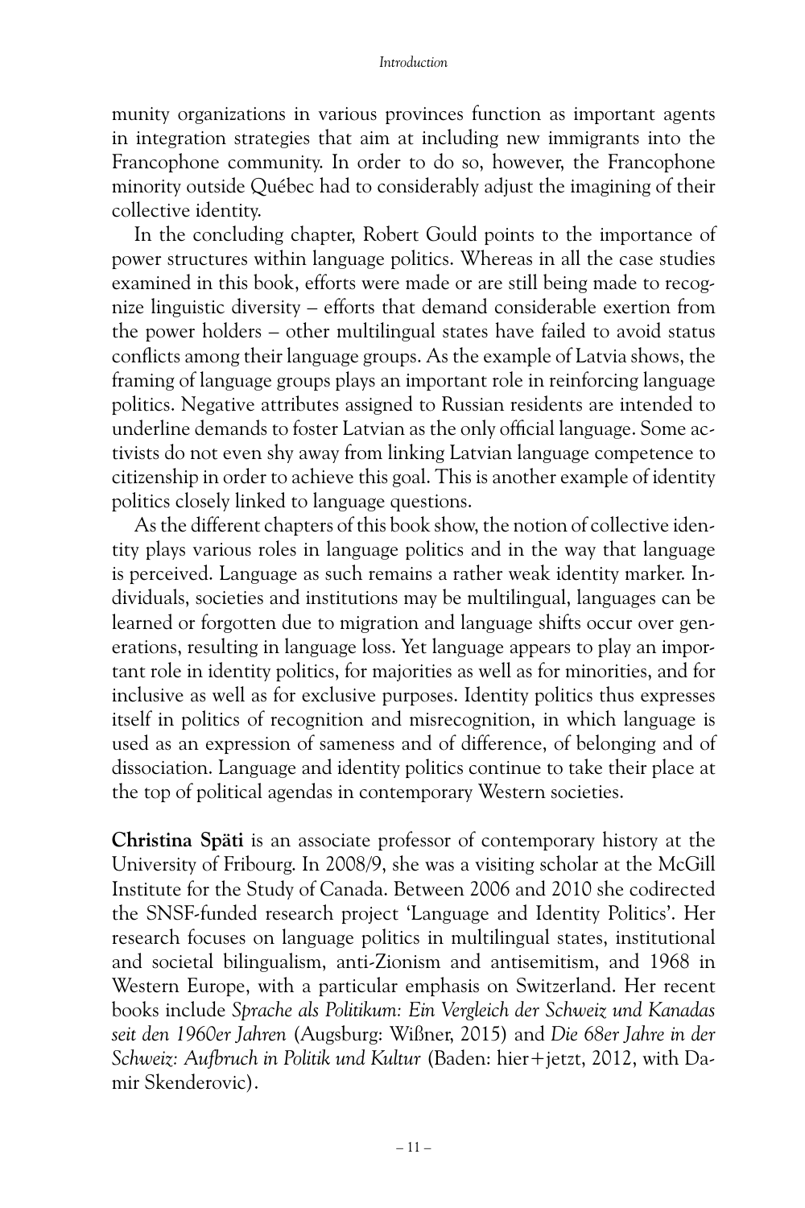munity organizations in various provinces function as important agents in integration strategies that aim at including new immigrants into the Francophone community. In order to do so, however, the Francophone minority outside Québec had to considerably adjust the imagining of their collective identity.

In the concluding chapter, Robert Gould points to the importance of power structures within language politics. Whereas in all the case studies examined in this book, efforts were made or are still being made to recognize linguistic diversity – efforts that demand considerable exertion from the power holders – other multilingual states have failed to avoid status conflicts among their language groups. As the example of Latvia shows, the framing of language groups plays an important role in reinforcing language politics. Negative attributes assigned to Russian residents are intended to underline demands to foster Latvian as the only official language. Some activists do not even shy away from linking Latvian language competence to citizenship in order to achieve this goal. This is another example of identity politics closely linked to language questions.

As the different chapters of this book show, the notion of collective identity plays various roles in language politics and in the way that language is perceived. Language as such remains a rather weak identity marker. Individuals, societies and institutions may be multilingual, languages can be learned or forgotten due to migration and language shifts occur over generations, resulting in language loss. Yet language appears to play an important role in identity politics, for majorities as well as for minorities, and for inclusive as well as for exclusive purposes. Identity politics thus expresses itself in politics of recognition and misrecognition, in which language is used as an expression of sameness and of difference, of belonging and of dissociation. Language and identity politics continue to take their place at the top of political agendas in contemporary Western societies.

**Christina Späti** is an associate professor of contemporary history at the University of Fribourg. In 2008/9, she was a visiting scholar at the McGill Institute for the Study of Canada. Between 2006 and 2010 she codirected the SNSF-funded research project 'Language and Identity Politics'. Her research focuses on language politics in multilingual states, institutional and societal bilingualism, anti-Zionism and antisemitism, and 1968 in Western Europe, with a particular emphasis on Switzerland. Her recent books include *Sprache als Politikum: Ein Vergleich der Schweiz und Kanadas seit den 1960er Jahren* (Augsburg: Wißner, 2015) and *Die 68er Jahre in der Schweiz: Aufbruch in Politik und Kultur* (Baden: hier+jetzt, 2012, with Damir Skenderovic).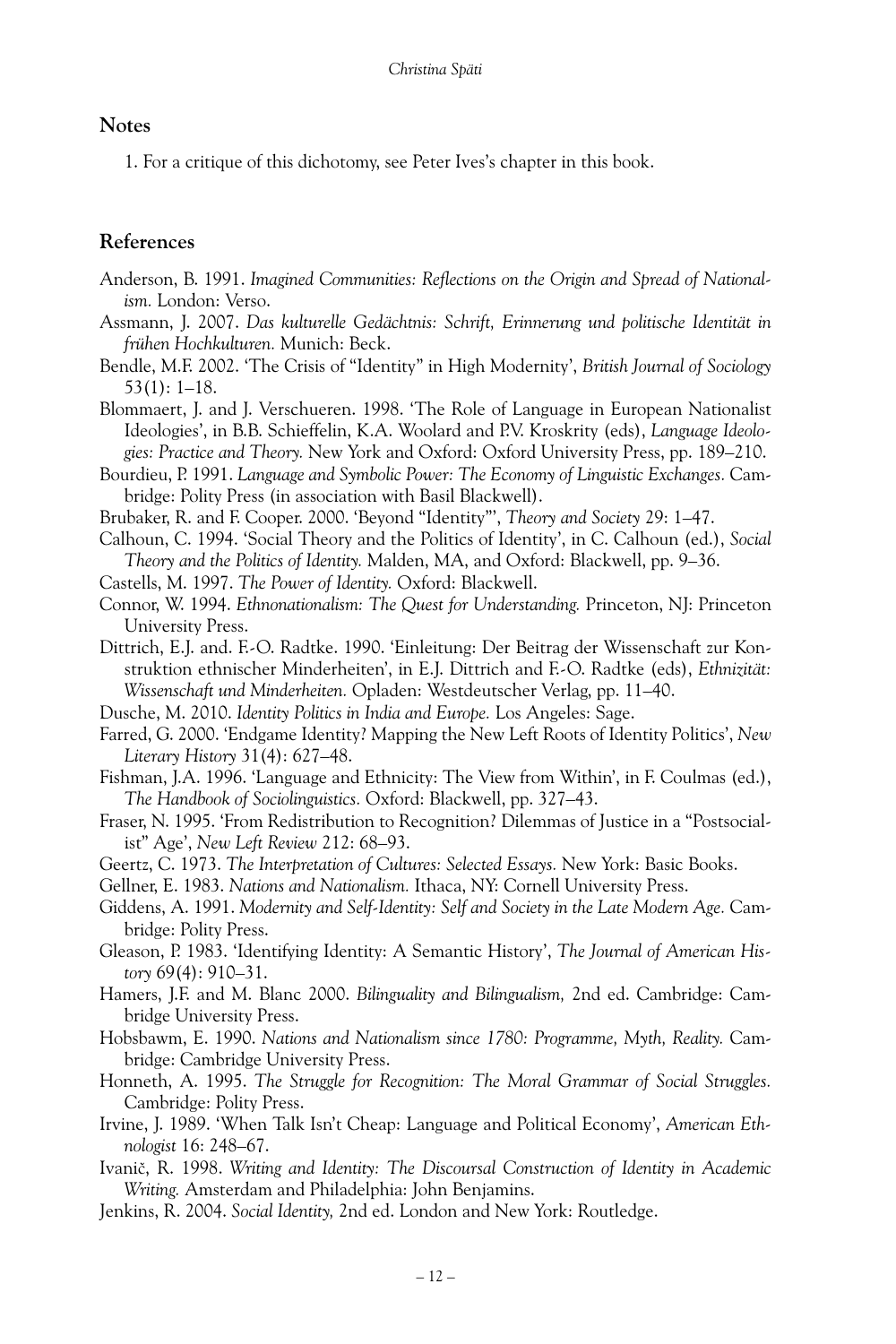## Notes

1. For a critique of this dichotomy, see Peter Ives's chapter in this book.

## References

Anderson, B. 1991. *Imagined Communities: Reflections on the Origin and Spread of Nationalism.* London: Verso.

Assmann, J. 2007. *Das kulturelle Gedächtnis: Schrift, Erinnerung und politische Identität in frühen Hochkulturen.* Munich: Beck.

Bendle, M.F. 2002. 'The Crisis of "Identity" in High Modernity', *British Journal of Sociology* 53(1): 1–18.

Blommaert, J. and J. Verschueren. 1998. 'The Role of Language in European Nationalist Ideologies', in B.B. Schieffelin, K.A. Woolard and P.V. Kroskrity (eds), *Language Ideologies: Practice and Theory.* New York and Oxford: Oxford University Press, pp. 189–210.

Bourdieu, P. 1991. *Language and Symbolic Power: The Economy of Linguistic Exchanges.* Cambridge: Polity Press (in association with Basil Blackwell).

Brubaker, R. and F. Cooper. 2000. 'Beyond "Identity"', *Theory and Society* 29: 1–47.

Calhoun, C. 1994. 'Social Theory and the Politics of Identity', in C. Calhoun (ed.), *Social Theory and the Politics of Identity.* Malden, MA, and Oxford: Blackwell, pp. 9–36.

Castells, M. 1997. *The Power of Identity.* Oxford: Blackwell.

Connor, W. 1994. *Ethnonationalism: The Quest for Understanding.* Princeton, NJ: Princeton University Press.

Dittrich, E.J. and. F.-O. Radtke. 1990. 'Einleitung: Der Beitrag der Wissenschaft zur Konstruktion ethnischer Minderheiten', in E.J. Dittrich and F.-O. Radtke (eds), *Ethnizität: Wissenschaft und Minderheiten.* Opladen: Westdeutscher Verlag, pp. 11–40.

Dusche, M. 2010. *Identity Politics in India and Europe.* Los Angeles: Sage.

Farred, G. 2000. 'Endgame Identity? Mapping the New Left Roots of Identity Politics', *New Literary History* 31(4): 627–48.

Fishman, J.A. 1996. 'Language and Ethnicity: The View from Within', in F. Coulmas (ed.), *The Handbook of Sociolinguistics.* Oxford: Blackwell, pp. 327–43.

Fraser, N. 1995. 'From Redistribution to Recognition? Dilemmas of Justice in a "Postsocialist" Age', *New Left Review* 212: 68–93.

Geertz, C. 1973. *The Interpretation of Cultures: Selected Essays.* New York: Basic Books.

Gellner, E. 1983. *Nations and Nationalism.* Ithaca, NY: Cornell University Press.

Giddens, A. 1991. *Modernity and Self-Identity: Self and Society in the Late Modern Age.* Cambridge: Polity Press.

Gleason, P. 1983. 'Identifying Identity: A Semantic History', *The Journal of American History* 69(4): 910–31.

Hamers, J.F. and M. Blanc 2000. *Bilinguality and Bilingualism,* 2nd ed. Cambridge: Cambridge University Press.

Hobsbawm, E. 1990. *Nations and Nationalism since 1780: Programme, Myth, Reality.* Cambridge: Cambridge University Press.

Honneth, A. 1995. *The Struggle for Recognition: The Moral Grammar of Social Struggles.* Cambridge: Polity Press.

Irvine, J. 1989. 'When Talk Isn't Cheap: Language and Political Economy', *American Ethnologist* 16: 248–67.

Ivanič, R. 1998. *Writing and Identity: The Discoursal Construction of Identity in Academic Writing.* Amsterdam and Philadelphia: John Benjamins.

Jenkins, R. 2004. *Social Identity,* 2nd ed. London and New York: Routledge.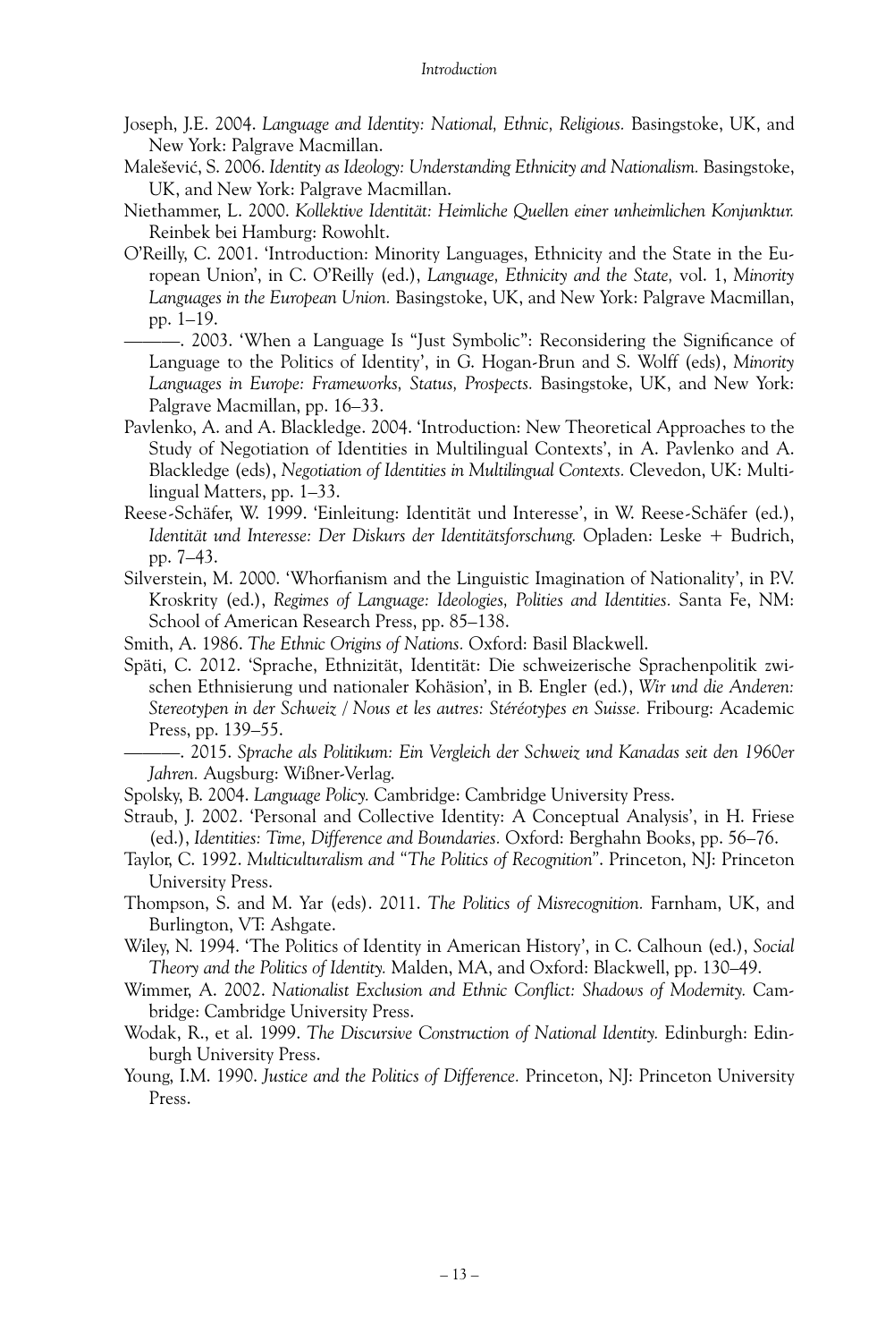Joseph, J.E. 2004. *Language and Identity: National, Ethnic, Religious.* Basingstoke, UK, and New York: Palgrave Macmillan.

Malešević, S. 2006. *Identity as Ideology: Understanding Ethnicity and Nationalism.* Basingstoke, UK, and New York: Palgrave Macmillan.

Niethammer, L. 2000. *Kollektive Identität: Heimliche Quellen einer unheimlichen Konjunktur.* Reinbek bei Hamburg: Rowohlt.

O'Reilly, C. 2001. 'Introduction: Minority Languages, Ethnicity and the State in the European Union', in C. O'Reilly (ed.), *Language, Ethnicity and the State,* vol. 1, *Minority Languages in the European Union.* Basingstoke, UK, and New York: Palgrave Macmillan, pp. 1–19.

———. 2003. 'When a Language Is "Just Symbolic": Reconsidering the Significance of Language to the Politics of Identity', in G. Hogan-Brun and S. Wolff (eds), *Minority Languages in Europe: Frameworks, Status, Prospects.* Basingstoke, UK, and New York: Palgrave Macmillan, pp. 16–33.

Pavlenko, A. and A. Blackledge. 2004. 'Introduction: New Theoretical Approaches to the Study of Negotiation of Identities in Multilingual Contexts', in A. Pavlenko and A. Blackledge (eds), *Negotiation of Identities in Multilingual Contexts.* Clevedon, UK: Multilingual Matters, pp. 1–33.

Reese-Schäfer, W. 1999. 'Einleitung: Identität und Interesse', in W. Reese-Schäfer (ed.), *Identität und Interesse: Der Diskurs der Identitätsforschung.* Opladen: Leske + Budrich, pp. 7–43.

Silverstein, M. 2000. 'Whorfianism and the Linguistic Imagination of Nationality', in P.V. Kroskrity (ed.), *Regimes of Language: Ideologies, Polities and Identities.* Santa Fe, NM: School of American Research Press, pp. 85–138.

Smith, A. 1986. *The Ethnic Origins of Nations.* Oxford: Basil Blackwell.

Späti, C. 2012. 'Sprache, Ethnizität, Identität: Die schweizerische Sprachenpolitik zwischen Ethnisierung und nationaler Kohäsion', in B. Engler (ed.), *Wir und die Anderen: Stereotypen in der Schweiz / Nous et les autres: Stéréotypes en Suisse.* Fribourg: Academic Press, pp. 139–55.

———. 2015. *Sprache als Politikum: Ein Vergleich der Schweiz und Kanadas seit den 1960er Jahren.* Augsburg: Wißner-Verlag.

Spolsky, B. 2004. *Language Policy.* Cambridge: Cambridge University Press.

Straub, J. 2002. 'Personal and Collective Identity: A Conceptual Analysis', in H. Friese (ed.), *Identities: Time, Difference and Boundaries.* Oxford: Berghahn Books, pp. 56–76.

Taylor, C. 1992. *Multiculturalism and "The Politics of Recognition".* Princeton, NJ: Princeton University Press.

Thompson, S. and M. Yar (eds). 2011. *The Politics of Misrecognition.* Farnham, UK, and Burlington, VT: Ashgate.

Wiley, N. 1994. 'The Politics of Identity in American History', in C. Calhoun (ed.), *Social Theory and the Politics of Identity.* Malden, MA, and Oxford: Blackwell, pp. 130–49.

Wimmer, A. 2002. *Nationalist Exclusion and Ethnic Conflict: Shadows of Modernity.* Cambridge: Cambridge University Press.

Wodak, R., et al. 1999. *The Discursive Construction of National Identity.* Edinburgh: Edinburgh University Press.

Young, I.M. 1990. *Justice and the Politics of Difference.* Princeton, NJ: Princeton University Press.